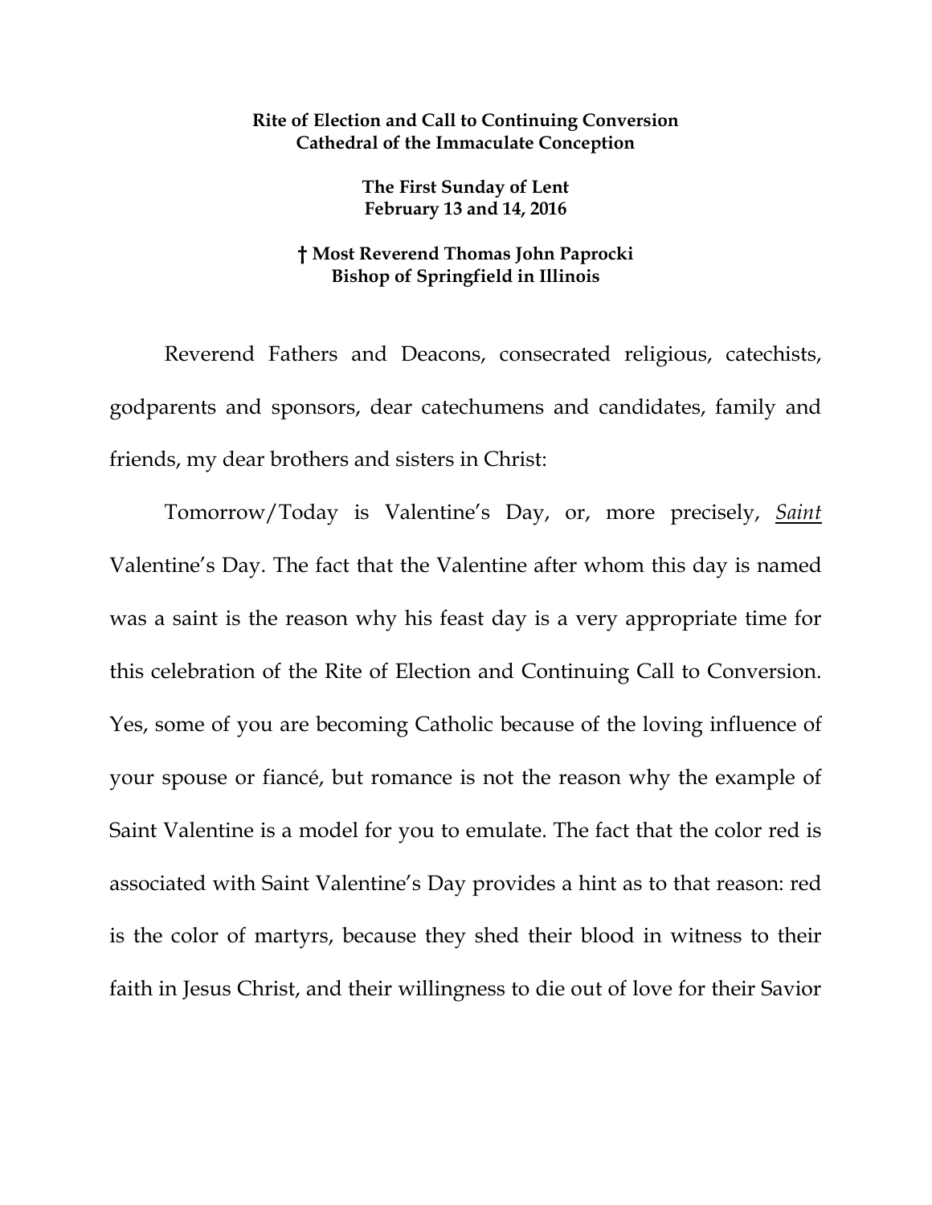**Rite of Election and Call to Continuing Conversion**
**Cathedral of the Immaculate Conception**

**The First Sunday of Lent**
**February 13 and 14, 2016**

**† Most Reverend Thomas John Paprocki**
**Bishop of Springfield in Illinois**

Reverend Fathers and Deacons, consecrated religious, catechists, godparents and sponsors, dear catechumens and candidates, family and friends, my dear brothers and sisters in Christ:

Tomorrow/Today is Valentine's Day, or, more precisely, ***Saint*** Valentine's Day. The fact that the Valentine after whom this day is named was a saint is the reason why his feast day is a very appropriate time for this celebration of the Rite of Election and Continuing Call to Conversion. Yes, some of you are becoming Catholic because of the loving influence of your spouse or fiancé, but romance is not the reason why the example of Saint Valentine is a model for you to emulate. The fact that the color red is associated with Saint Valentine's Day provides a hint as to that reason: red is the color of martyrs, because they shed their blood in witness to their faith in Jesus Christ, and their willingness to die out of love for their Savior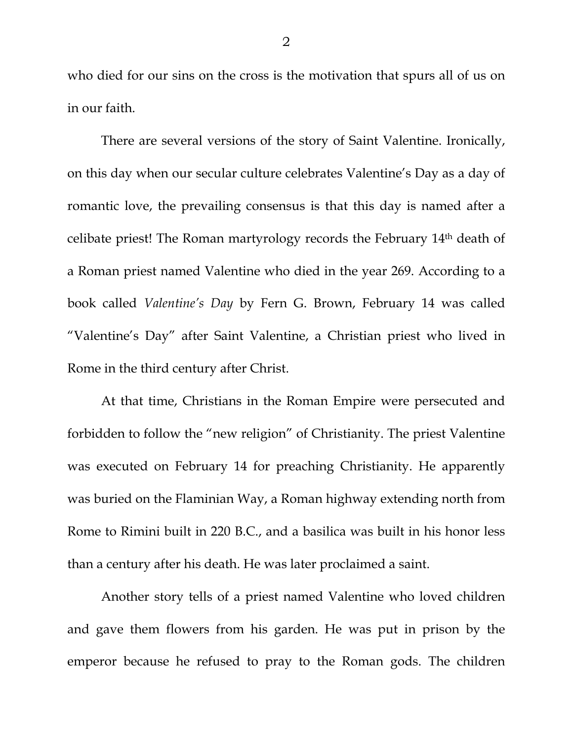who died for our sins on the cross is the motivation that spurs all of us on in our faith.

There are several versions of the story of Saint Valentine. Ironically, on this day when our secular culture celebrates Valentine's Day as a day of romantic love, the prevailing consensus is that this day is named after a celibate priest! The Roman martyrology records the February 14th death of a Roman priest named Valentine who died in the year 269. According to a book called *Valentine's Day* by Fern G. Brown, February 14 was called "Valentine's Day" after Saint Valentine, a Christian priest who lived in Rome in the third century after Christ.

At that time, Christians in the Roman Empire were persecuted and forbidden to follow the "new religion" of Christianity. The priest Valentine was executed on February 14 for preaching Christianity. He apparently was buried on the Flaminian Way, a Roman highway extending north from Rome to Rimini built in 220 B.C., and a basilica was built in his honor less than a century after his death. He was later proclaimed a saint.

Another story tells of a priest named Valentine who loved children and gave them flowers from his garden. He was put in prison by the emperor because he refused to pray to the Roman gods. The children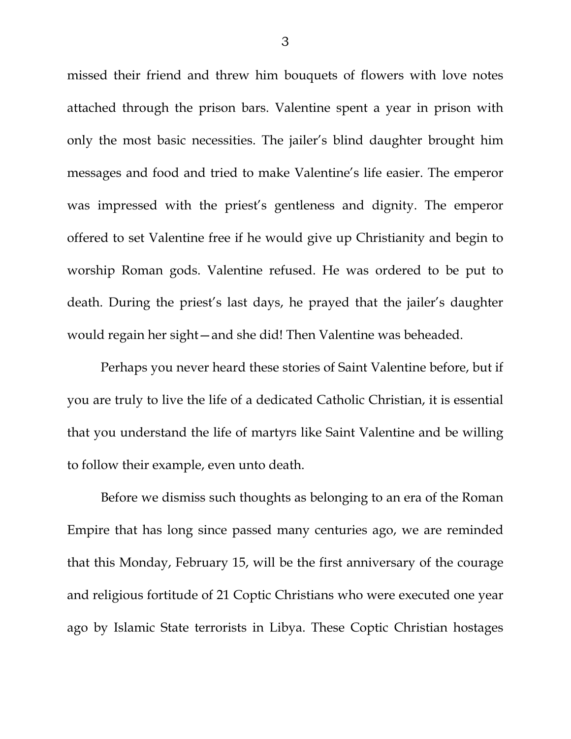missed their friend and threw him bouquets of flowers with love notes attached through the prison bars. Valentine spent a year in prison with only the most basic necessities. The jailer's blind daughter brought him messages and food and tried to make Valentine's life easier. The emperor was impressed with the priest's gentleness and dignity. The emperor offered to set Valentine free if he would give up Christianity and begin to worship Roman gods. Valentine refused. He was ordered to be put to death. During the priest's last days, he prayed that the jailer's daughter would regain her sight—and she did! Then Valentine was beheaded.

Perhaps you never heard these stories of Saint Valentine before, but if you are truly to live the life of a dedicated Catholic Christian, it is essential that you understand the life of martyrs like Saint Valentine and be willing to follow their example, even unto death.

Before we dismiss such thoughts as belonging to an era of the Roman Empire that has long since passed many centuries ago, we are reminded that this Monday, February 15, will be the first anniversary of the courage and religious fortitude of 21 Coptic Christians who were executed one year ago by Islamic State terrorists in Libya. These Coptic Christian hostages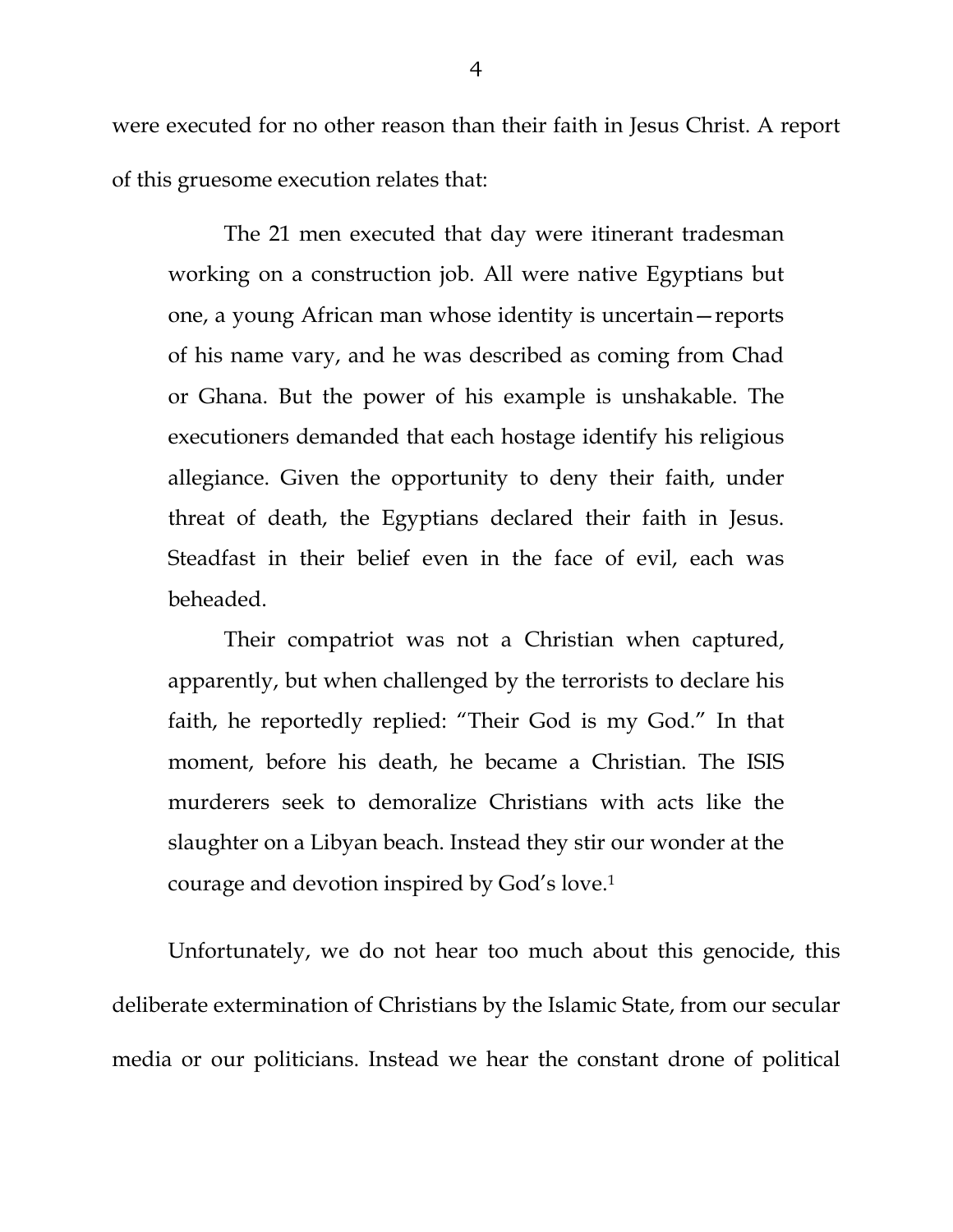were executed for no other reason than their faith in Jesus Christ. A report of this gruesome execution relates that:

> The 21 men executed that day were itinerant tradesman working on a construction job. All were native Egyptians but one, a young African man whose identity is uncertain—reports of his name vary, and he was described as coming from Chad or Ghana. But the power of his example is unshakable. The executioners demanded that each hostage identify his religious allegiance. Given the opportunity to deny their faith, under threat of death, the Egyptians declared their faith in Jesus. Steadfast in their belief even in the face of evil, each was beheaded.
>
> Their compatriot was not a Christian when captured, apparently, but when challenged by the terrorists to declare his faith, he reportedly replied: "Their God is my God." In that moment, before his death, he became a Christian. The ISIS murderers seek to demoralize Christians with acts like the slaughter on a Libyan beach. Instead they stir our wonder at the courage and devotion inspired by God's love.[1]

Unfortunately, we do not hear too much about this genocide, this deliberate extermination of Christians by the Islamic State, from our secular media or our politicians. Instead we hear the constant drone of political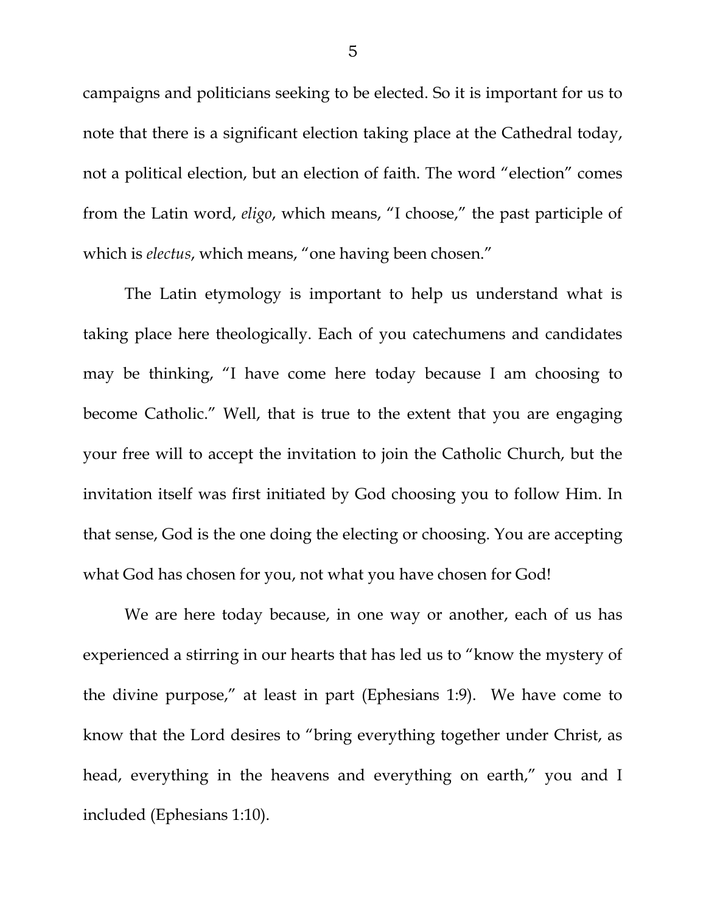campaigns and politicians seeking to be elected. So it is important for us to note that there is a significant election taking place at the Cathedral today, not a political election, but an election of faith. The word "election" comes from the Latin word, *eligo*, which means, "I choose," the past participle of which is *electus*, which means, "one having been chosen."

The Latin etymology is important to help us understand what is taking place here theologically. Each of you catechumens and candidates may be thinking, "I have come here today because I am choosing to become Catholic." Well, that is true to the extent that you are engaging your free will to accept the invitation to join the Catholic Church, but the invitation itself was first initiated by God choosing you to follow Him. In that sense, God is the one doing the electing or choosing. You are accepting what God has chosen for you, not what you have chosen for God!

We are here today because, in one way or another, each of us has experienced a stirring in our hearts that has led us to "know the mystery of the divine purpose," at least in part (Ephesians 1:9). We have come to know that the Lord desires to "bring everything together under Christ, as head, everything in the heavens and everything on earth," you and I included (Ephesians 1:10).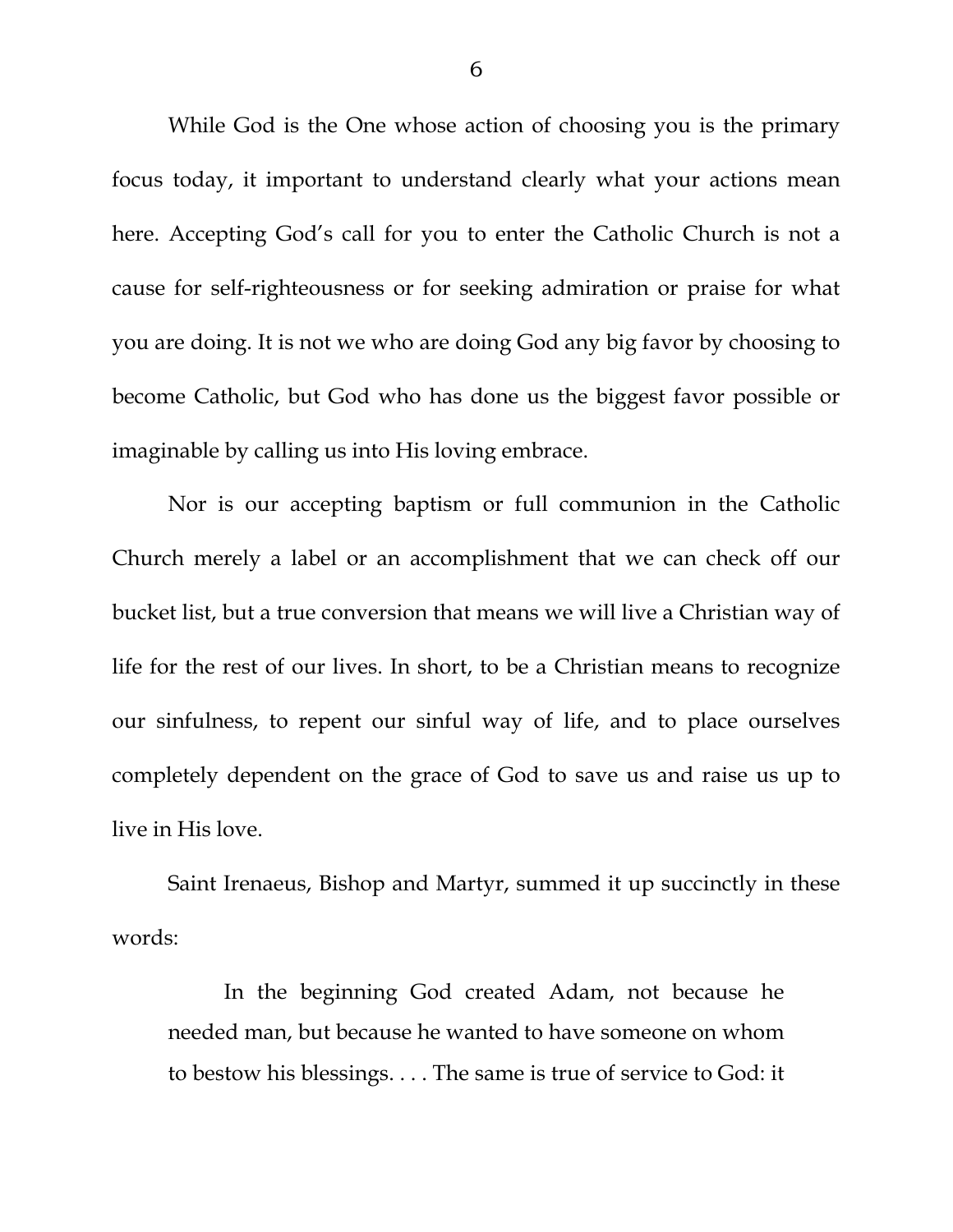While God is the One whose action of choosing you is the primary focus today, it important to understand clearly what your actions mean here. Accepting God's call for you to enter the Catholic Church is not a cause for self-righteousness or for seeking admiration or praise for what you are doing. It is not we who are doing God any big favor by choosing to become Catholic, but God who has done us the biggest favor possible or imaginable by calling us into His loving embrace.

Nor is our accepting baptism or full communion in the Catholic Church merely a label or an accomplishment that we can check off our bucket list, but a true conversion that means we will live a Christian way of life for the rest of our lives. In short, to be a Christian means to recognize our sinfulness, to repent our sinful way of life, and to place ourselves completely dependent on the grace of God to save us and raise us up to live in His love.

Saint Irenaeus, Bishop and Martyr, summed it up succinctly in these words:

> In the beginning God created Adam, not because he needed man, but because he wanted to have someone on whom to bestow his blessings. . . . The same is true of service to God: it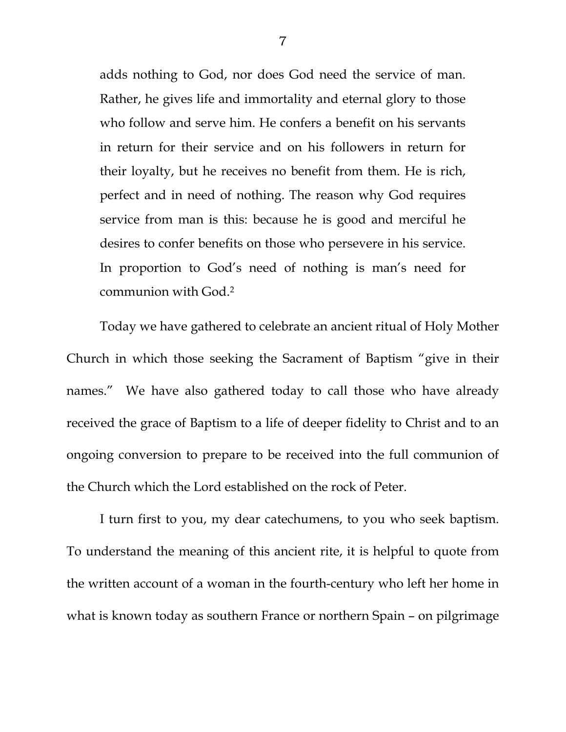> adds nothing to God, nor does God need the service of man. Rather, he gives life and immortality and eternal glory to those who follow and serve him. He confers a benefit on his servants in return for their service and on his followers in return for their loyalty, but he receives no benefit from them. He is rich, perfect and in need of nothing. The reason why God requires service from man is this: because he is good and merciful he desires to confer benefits on those who persevere in his service. In proportion to God's need of nothing is man's need for communion with God.[2]

Today we have gathered to celebrate an ancient ritual of Holy Mother Church in which those seeking the Sacrament of Baptism "give in their names." We have also gathered today to call those who have already received the grace of Baptism to a life of deeper fidelity to Christ and to an ongoing conversion to prepare to be received into the full communion of the Church which the Lord established on the rock of Peter.

I turn first to you, my dear catechumens, to you who seek baptism. To understand the meaning of this ancient rite, it is helpful to quote from the written account of a woman in the fourth-century who left her home in what is known today as southern France or northern Spain – on pilgrimage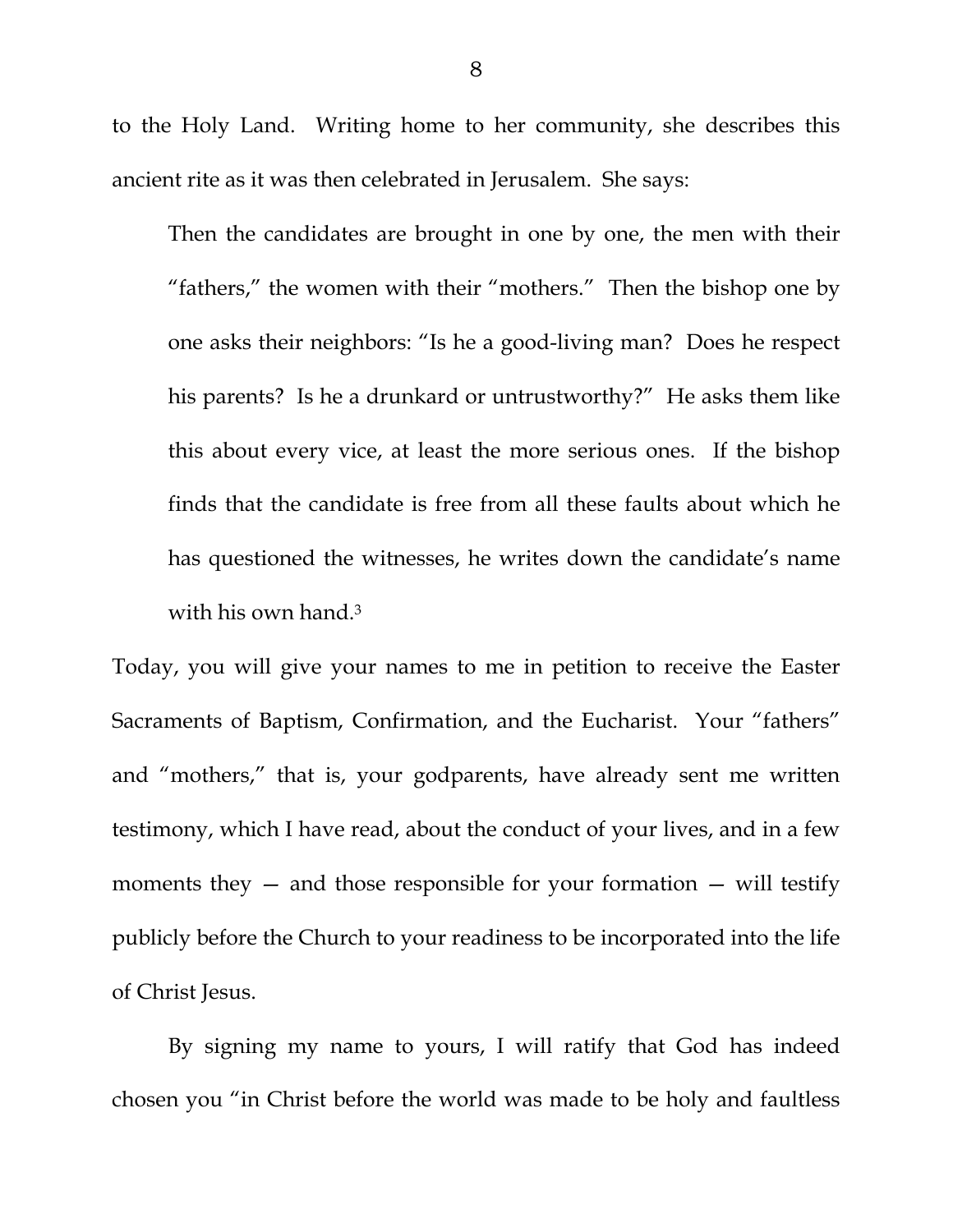to the Holy Land. Writing home to her community, she describes this ancient rite as it was then celebrated in Jerusalem. She says:

> Then the candidates are brought in one by one, the men with their "fathers," the women with their "mothers." Then the bishop one by one asks their neighbors: "Is he a good-living man? Does he respect his parents? Is he a drunkard or untrustworthy?" He asks them like this about every vice, at least the more serious ones. If the bishop finds that the candidate is free from all these faults about which he has questioned the witnesses, he writes down the candidate's name with his own hand.[3]

Today, you will give your names to me in petition to receive the Easter Sacraments of Baptism, Confirmation, and the Eucharist. Your "fathers" and "mothers," that is, your godparents, have already sent me written testimony, which I have read, about the conduct of your lives, and in a few moments they — and those responsible for your formation — will testify publicly before the Church to your readiness to be incorporated into the life of Christ Jesus.

By signing my name to yours, I will ratify that God has indeed chosen you "in Christ before the world was made to be holy and faultless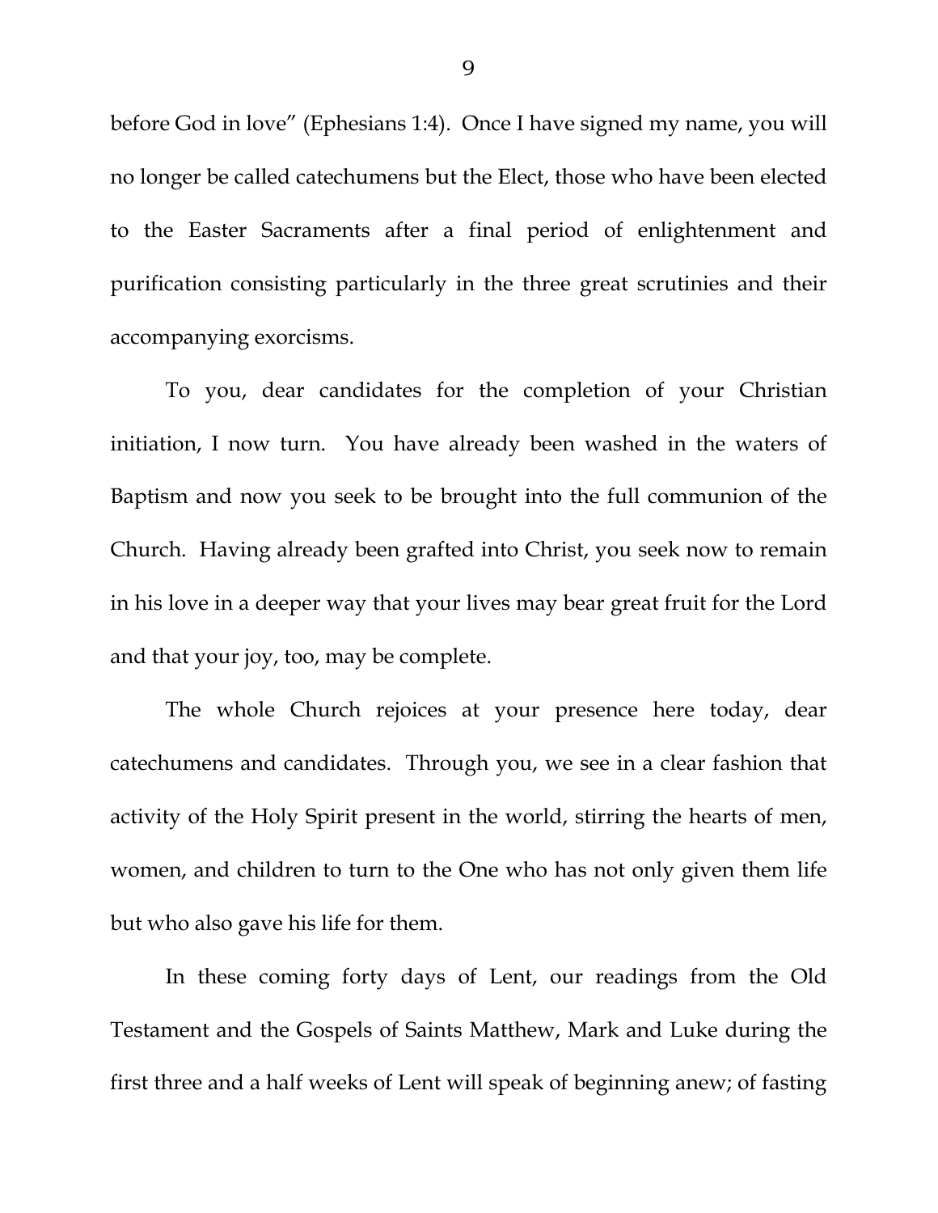before God in love" (Ephesians 1:4). Once I have signed my name, you will no longer be called catechumens but the Elect, those who have been elected to the Easter Sacraments after a final period of enlightenment and purification consisting particularly in the three great scrutinies and their accompanying exorcisms.

To you, dear candidates for the completion of your Christian initiation, I now turn. You have already been washed in the waters of Baptism and now you seek to be brought into the full communion of the Church. Having already been grafted into Christ, you seek now to remain in his love in a deeper way that your lives may bear great fruit for the Lord and that your joy, too, may be complete.

The whole Church rejoices at your presence here today, dear catechumens and candidates. Through you, we see in a clear fashion that activity of the Holy Spirit present in the world, stirring the hearts of men, women, and children to turn to the One who has not only given them life but who also gave his life for them.

In these coming forty days of Lent, our readings from the Old Testament and the Gospels of Saints Matthew, Mark and Luke during the first three and a half weeks of Lent will speak of beginning anew; of fasting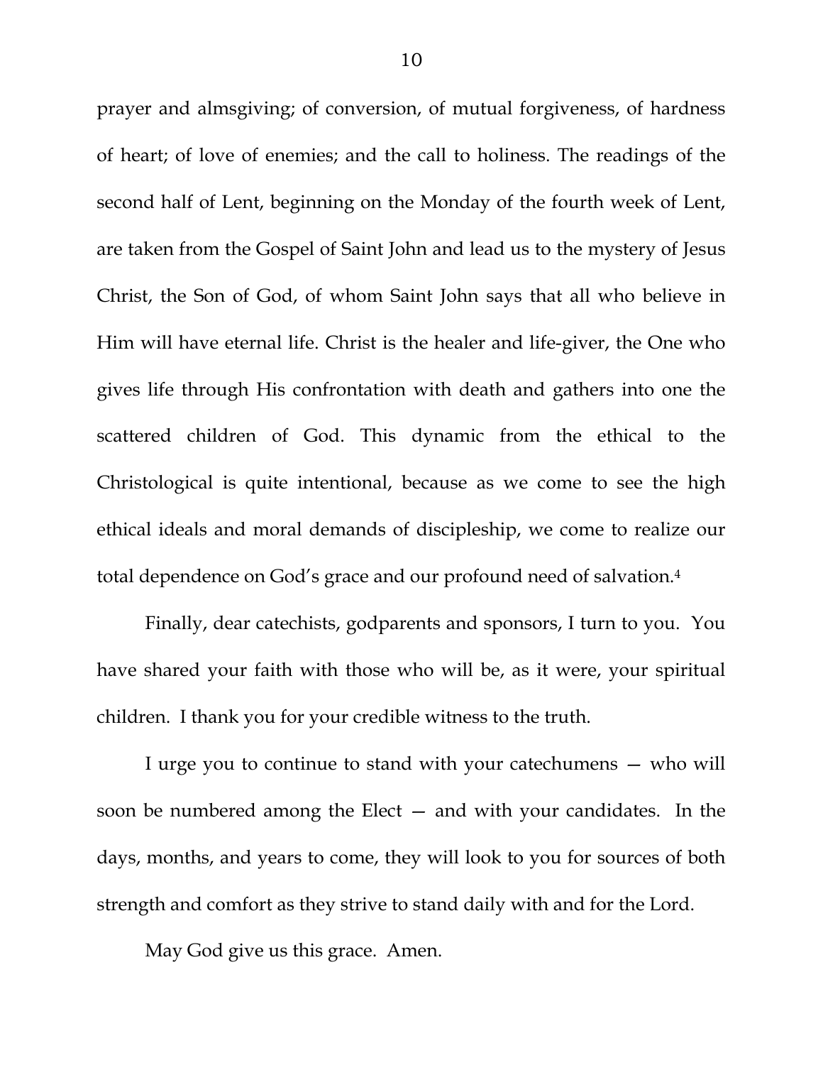prayer and almsgiving; of conversion, of mutual forgiveness, of hardness of heart; of love of enemies; and the call to holiness. The readings of the second half of Lent, beginning on the Monday of the fourth week of Lent, are taken from the Gospel of Saint John and lead us to the mystery of Jesus Christ, the Son of God, of whom Saint John says that all who believe in Him will have eternal life. Christ is the healer and life-giver, the One who gives life through His confrontation with death and gathers into one the scattered children of God. This dynamic from the ethical to the Christological is quite intentional, because as we come to see the high ethical ideals and moral demands of discipleship, we come to realize our total dependence on God's grace and our profound need of salvation.[4]

Finally, dear catechists, godparents and sponsors, I turn to you. You have shared your faith with those who will be, as it were, your spiritual children. I thank you for your credible witness to the truth.

I urge you to continue to stand with your catechumens — who will soon be numbered among the Elect — and with your candidates. In the days, months, and years to come, they will look to you for sources of both strength and comfort as they strive to stand daily with and for the Lord.

May God give us this grace. Amen.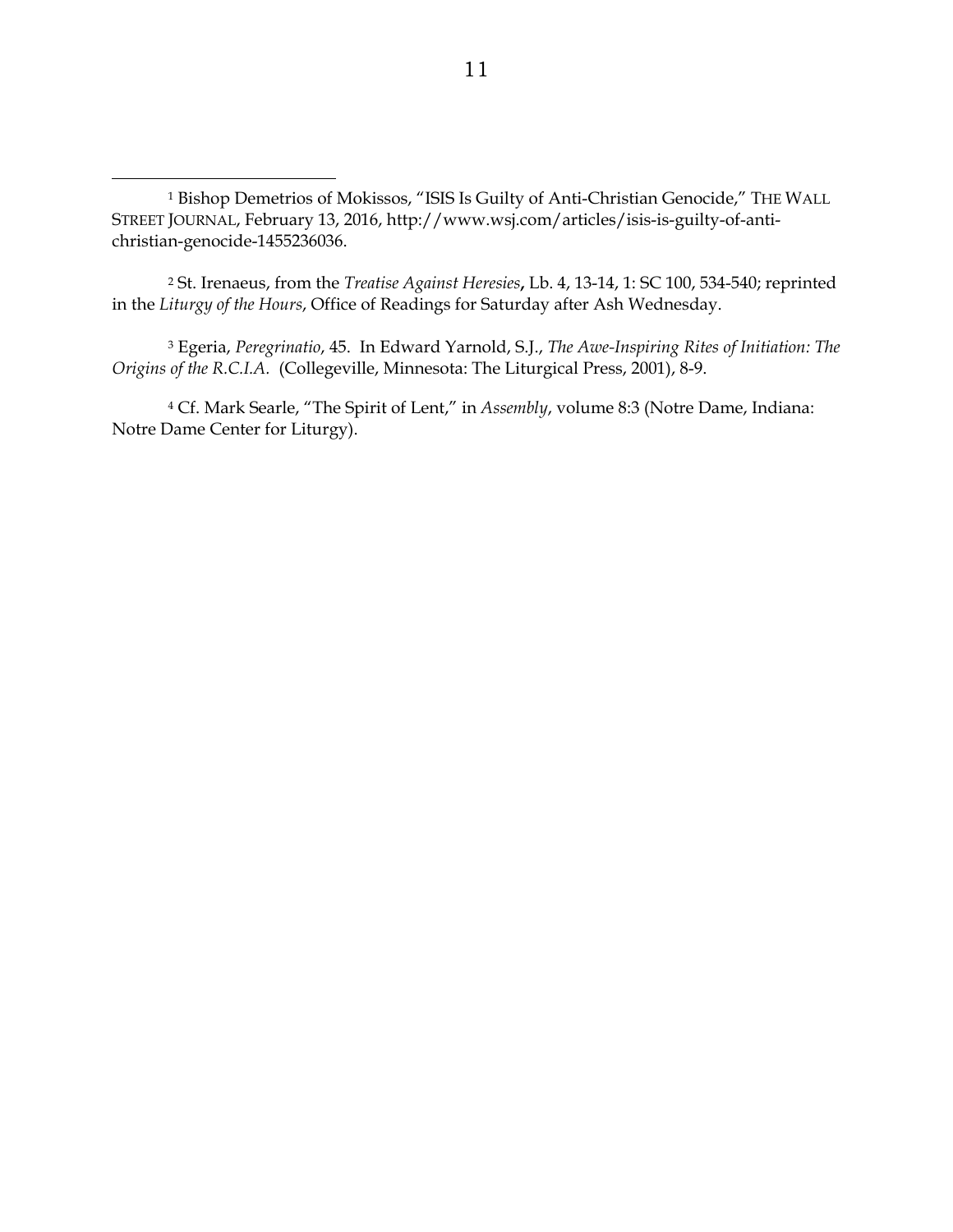[1] Bishop Demetrios of Mokissos, "ISIS Is Guilty of Anti-Christian Genocide," THE WALL STREET JOURNAL, February 13, 2016, http://www.wsj.com/articles/isis-is-guilty-of-anti-christian-genocide-1455236036.

[2] St. Irenaeus, from the *Treatise Against Heresies***,** Lb. 4, 13-14, 1: SC 100, 534-540; reprinted in the *Liturgy of the Hours*, Office of Readings for Saturday after Ash Wednesday.

[3] Egeria, *Peregrinatio*, 45. In Edward Yarnold, S.J., *The Awe-Inspiring Rites of Initiation: The Origins of the R.C.I.A.* (Collegeville, Minnesota: The Liturgical Press, 2001), 8-9.

[4] Cf. Mark Searle, "The Spirit of Lent," in *Assembly*, volume 8:3 (Notre Dame, Indiana: Notre Dame Center for Liturgy).